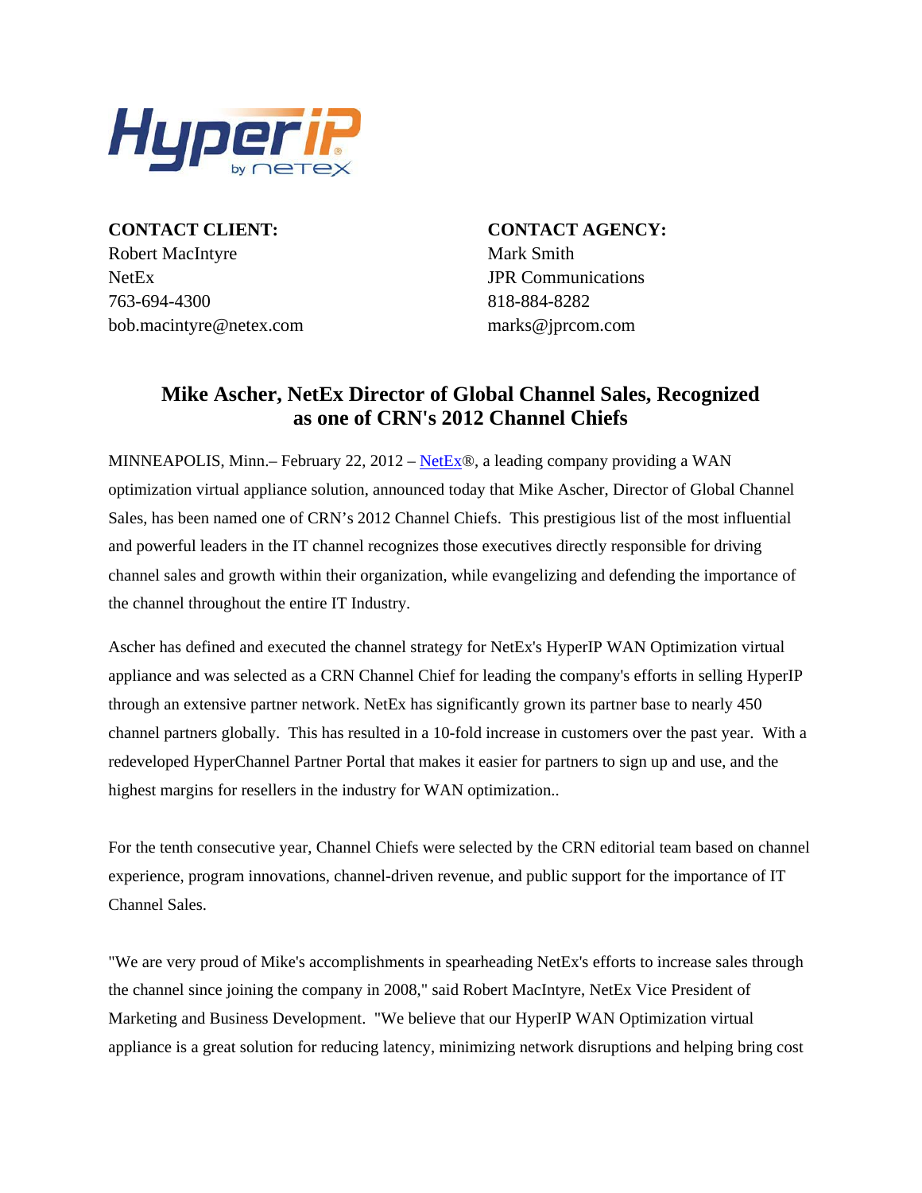**CONTACT CLIENT:**
Robert MacIntyre
NetEx
763-694-4300
bob.macintyre@netex.com

**CONTACT AGENCY:**
Mark Smith
JPR Communications
818-884-8282
marks@jprcom.com

## Mike Ascher, NetEx Director of Global Channel Sales, Recognized as one of CRN's 2012 Channel Chiefs

MINNEAPOLIS, Minn.– February 22, 2012 – NetEx®, a leading company providing a WAN optimization virtual appliance solution, announced today that Mike Ascher, Director of Global Channel Sales, has been named one of CRN's 2012 Channel Chiefs. This prestigious list of the most influential and powerful leaders in the IT channel recognizes those executives directly responsible for driving channel sales and growth within their organization, while evangelizing and defending the importance of the channel throughout the entire IT Industry.

Ascher has defined and executed the channel strategy for NetEx's HyperIP WAN Optimization virtual appliance and was selected as a CRN Channel Chief for leading the company's efforts in selling HyperIP through an extensive partner network. NetEx has significantly grown its partner base to nearly 450 channel partners globally. This has resulted in a 10-fold increase in customers over the past year. With a redeveloped HyperChannel Partner Portal that makes it easier for partners to sign up and use, and the highest margins for resellers in the industry for WAN optimization..

For the tenth consecutive year, Channel Chiefs were selected by the CRN editorial team based on channel experience, program innovations, channel-driven revenue, and public support for the importance of IT Channel Sales.

"We are very proud of Mike's accomplishments in spearheading NetEx's efforts to increase sales through the channel since joining the company in 2008," said Robert MacIntyre, NetEx Vice President of Marketing and Business Development. "We believe that our HyperIP WAN Optimization virtual appliance is a great solution for reducing latency, minimizing network disruptions and helping bring cost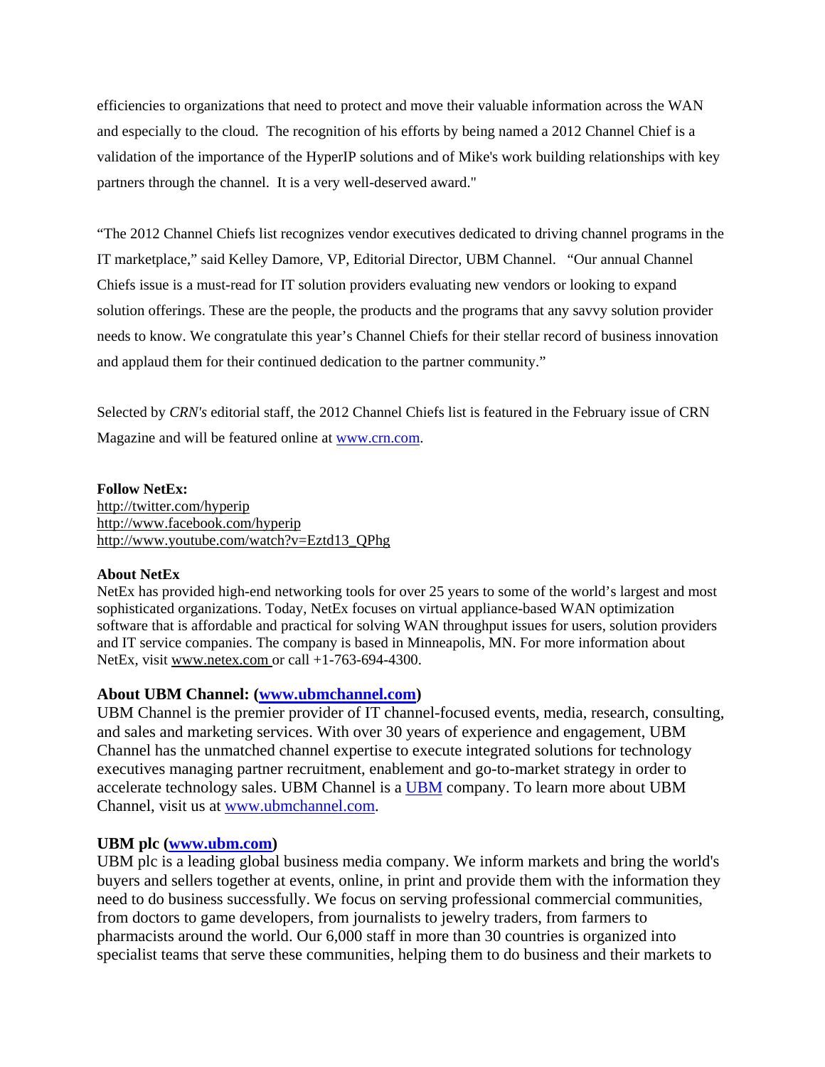efficiencies to organizations that need to protect and move their valuable information across the WAN and especially to the cloud. The recognition of his efforts by being named a 2012 Channel Chief is a validation of the importance of the HyperIP solutions and of Mike's work building relationships with key partners through the channel. It is a very well-deserved award."

"The 2012 Channel Chiefs list recognizes vendor executives dedicated to driving channel programs in the IT marketplace," said Kelley Damore, VP, Editorial Director, UBM Channel. "Our annual Channel Chiefs issue is a must-read for IT solution providers evaluating new vendors or looking to expand solution offerings. These are the people, the products and the programs that any savvy solution provider needs to know. We congratulate this year's Channel Chiefs for their stellar record of business innovation and applaud them for their continued dedication to the partner community."

Selected by *CRN's* editorial staff, the 2012 Channel Chiefs list is featured in the February issue of CRN Magazine and will be featured online at www.crn.com.

**Follow NetEx:**
http://twitter.com/hyperip
http://www.facebook.com/hyperip
http://www.youtube.com/watch?v=Eztd13_QPhg

**About NetEx**
NetEx has provided high-end networking tools for over 25 years to some of the world's largest and most sophisticated organizations. Today, NetEx focuses on virtual appliance-based WAN optimization software that is affordable and practical for solving WAN throughput issues for users, solution providers and IT service companies. The company is based in Minneapolis, MN. For more information about NetEx, visit www.netex.com or call +1-763-694-4300.

**About UBM Channel: (www.ubmchannel.com)**
UBM Channel is the premier provider of IT channel-focused events, media, research, consulting, and sales and marketing services. With over 30 years of experience and engagement, UBM Channel has the unmatched channel expertise to execute integrated solutions for technology executives managing partner recruitment, enablement and go-to-market strategy in order to accelerate technology sales. UBM Channel is a UBM company. To learn more about UBM Channel, visit us at www.ubmchannel.com.

**UBM plc (www.ubm.com)**
UBM plc is a leading global business media company. We inform markets and bring the world's buyers and sellers together at events, online, in print and provide them with the information they need to do business successfully. We focus on serving professional commercial communities, from doctors to game developers, from journalists to jewelry traders, from farmers to pharmacists around the world. Our 6,000 staff in more than 30 countries is organized into specialist teams that serve these communities, helping them to do business and their markets to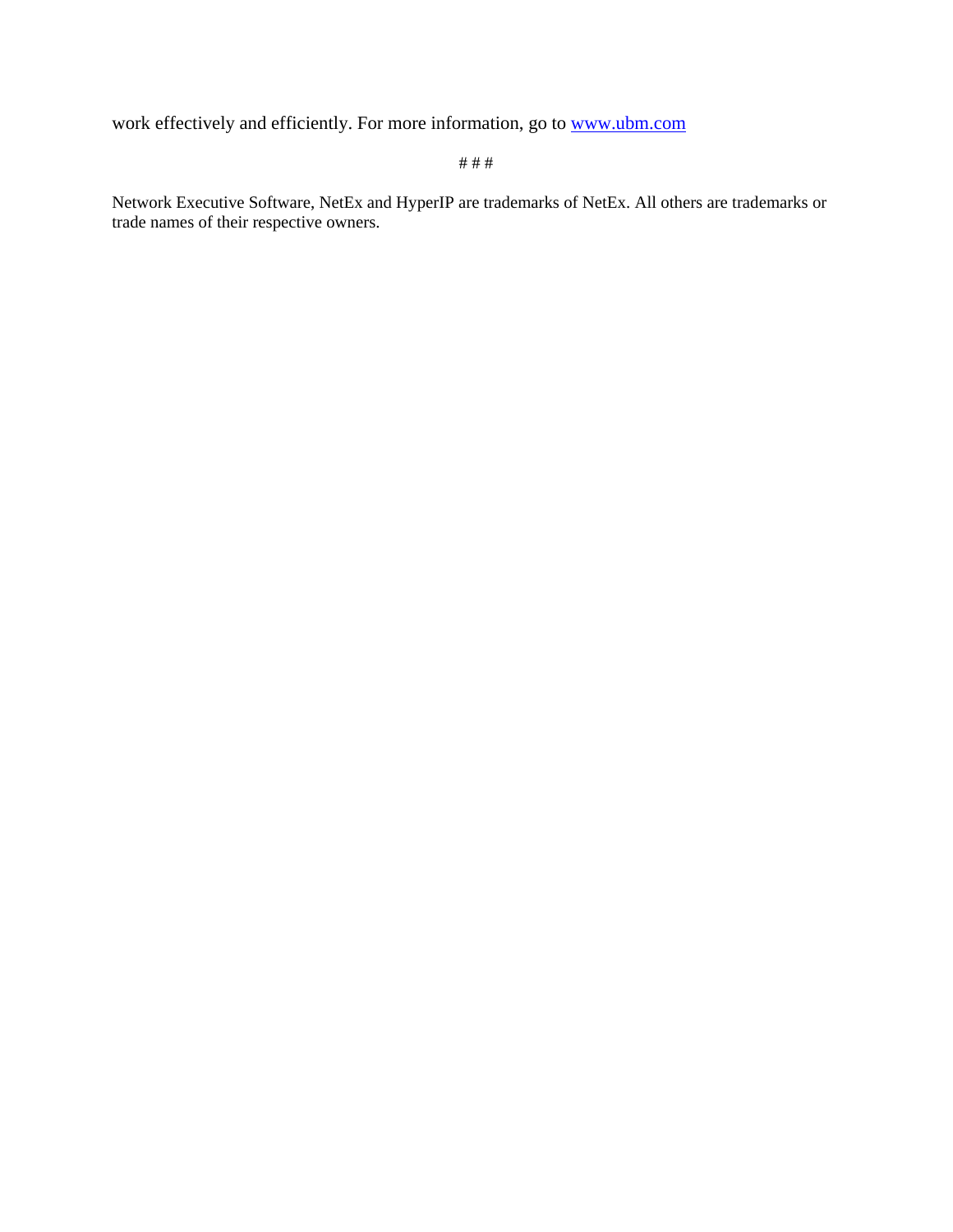work effectively and efficiently. For more information, go to [www.ubm.com](http://www.ubm.com)

# # #

Network Executive Software, NetEx and HyperIP are trademarks of NetEx. All others are trademarks or trade names of their respective owners.